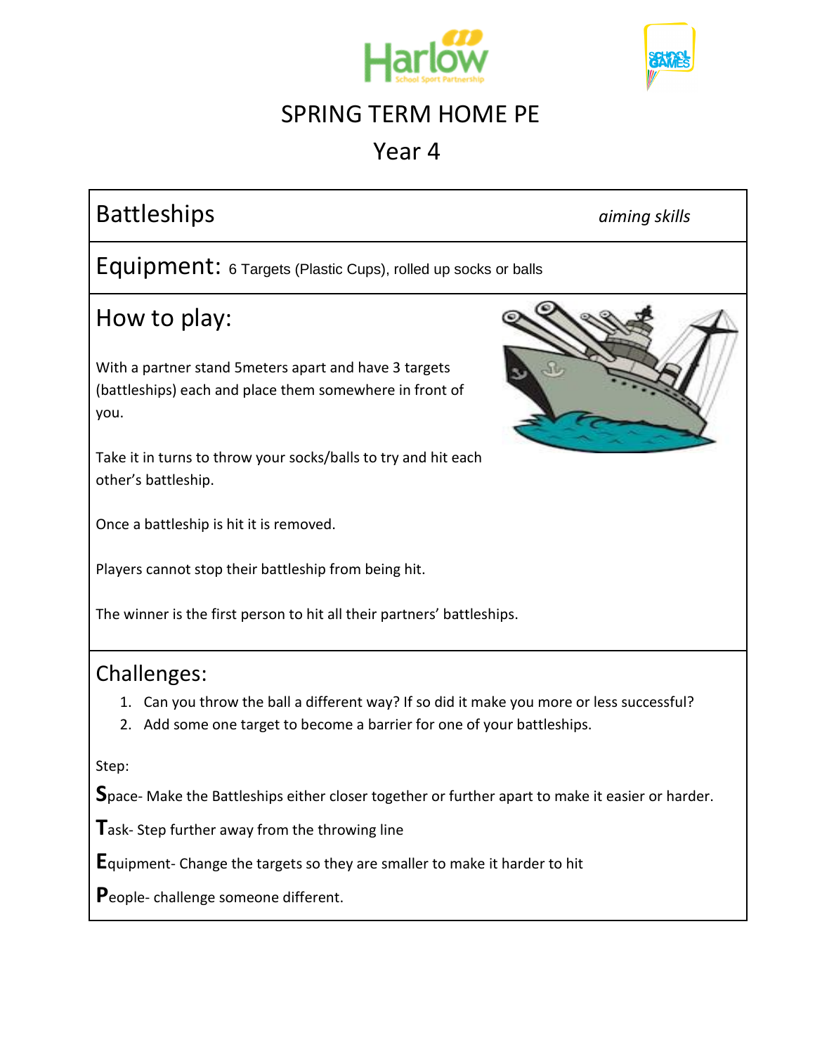# SPRING TERM HOME PE

## Year 4

## Battleships

*aiming skills*

## Equipment: 6 Targets (Plastic Cups), rolled up socks or balls

## How to play:

With a partner stand 5meters apart and have 3 targets (battleships) each and place them somewhere in front of you.

Take it in turns to throw your socks/balls to try and hit each other's battleship.

Once a battleship is hit it is removed.

Players cannot stop their battleship from being hit.

The winner is the first person to hit all their partners' battleships.

## Challenges:

1. Can you throw the ball a different way? If so did it make you more or less successful?
2. Add some one target to become a barrier for one of your battleships.

Step:

**S**pace- Make the Battleships either closer together or further apart to make it easier or harder.

**T**ask- Step further away from the throwing line

**E**quipment- Change the targets so they are smaller to make it harder to hit

**P**eople- challenge someone different.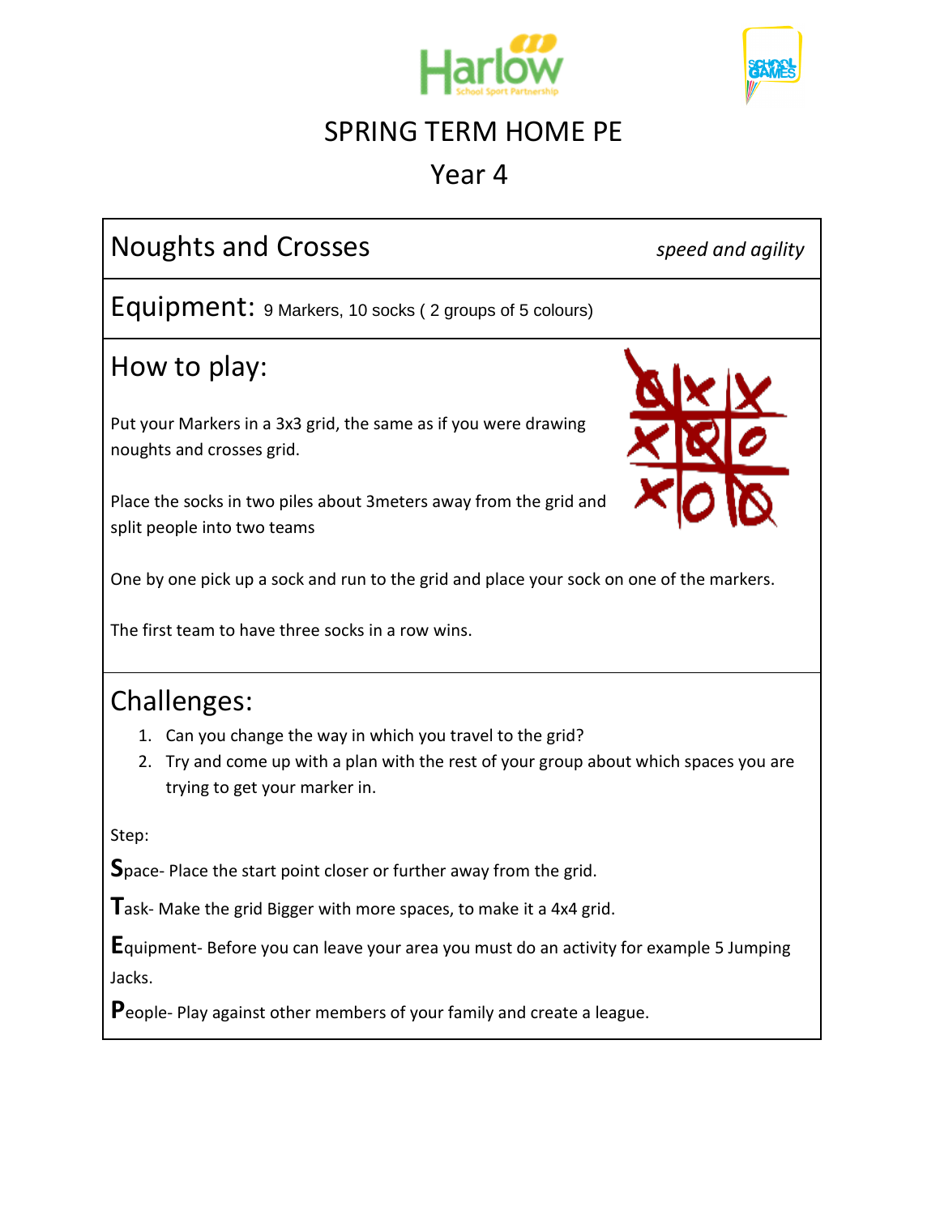# SPRING TERM HOME PE

## Year 4

## Noughts and Crosses

*speed and agility*

**Equipment:** 9 Markers, 10 socks ( 2 groups of 5 colours)

### How to play:

Put your Markers in a 3x3 grid, the same as if you were drawing noughts and crosses grid.

Place the socks in two piles about 3meters away from the grid and split people into two teams

One by one pick up a sock and run to the grid and place your sock on one of the markers.

The first team to have three socks in a row wins.

### Challenges:

1. Can you change the way in which you travel to the grid?
2. Try and come up with a plan with the rest of your group about which spaces you are trying to get your marker in.

Step:

**S**pace- Place the start point closer or further away from the grid.

**T**ask- Make the grid Bigger with more spaces, to make it a 4x4 grid.

**E**quipment- Before you can leave your area you must do an activity for example 5 Jumping Jacks.

**P**eople- Play against other members of your family and create a league.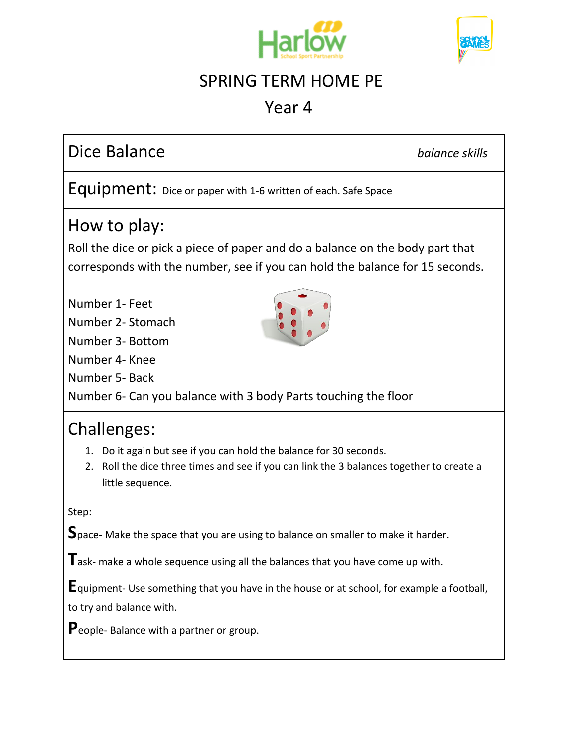# SPRING TERM HOME PE

## Year 4

## Dice Balance

*balance skills*

**Equipment:** Dice or paper with 1-6 written of each. Safe Space

## How to play:

Roll the dice or pick a piece of paper and do a balance on the body part that corresponds with the number, see if you can hold the balance for 15 seconds.

Number 1- Feet
Number 2- Stomach
Number 3- Bottom
Number 4- Knee
Number 5- Back
Number 6- Can you balance with 3 body Parts touching the floor

## Challenges:

1. Do it again but see if you can hold the balance for 30 seconds.
2. Roll the dice three times and see if you can link the 3 balances together to create a little sequence.

Step:

**S**pace- Make the space that you are using to balance on smaller to make it harder.

**T**ask- make a whole sequence using all the balances that you have come up with.

**E**quipment- Use something that you have in the house or at school, for example a football, to try and balance with.

**P**eople- Balance with a partner or group.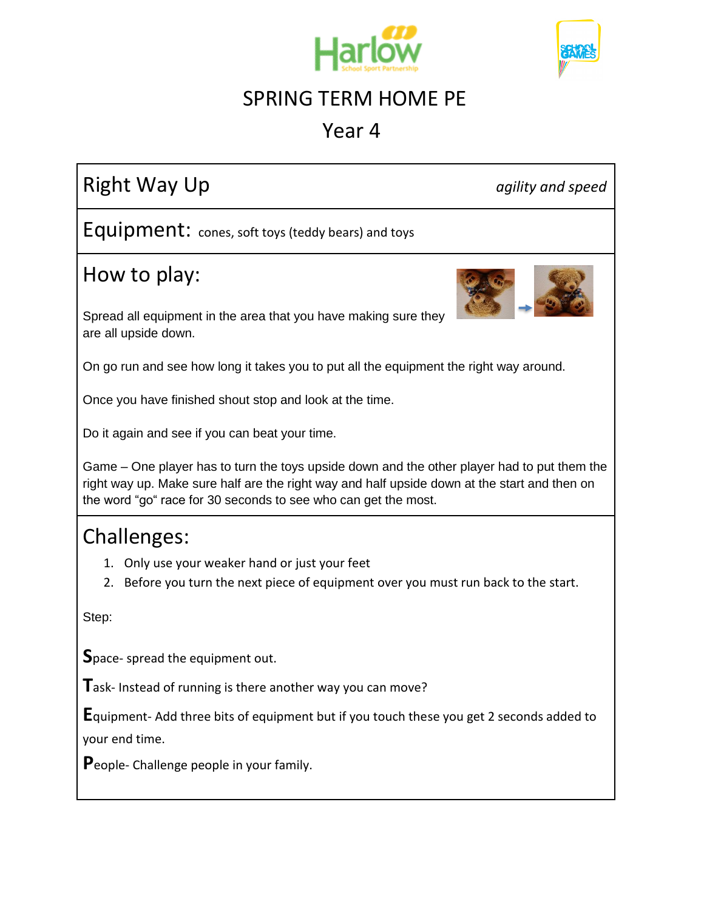# SPRING TERM HOME PE

## Year 4

## Right Way Up

*agility and speed*

## Equipment: cones, soft toys (teddy bears) and toys

## How to play:

Spread all equipment in the area that you have making sure they are all upside down.

On go run and see how long it takes you to put all the equipment the right way around.

Once you have finished shout stop and look at the time.

Do it again and see if you can beat your time.

Game – One player has to turn the toys upside down and the other player had to put them the right way up. Make sure half are the right way and half upside down at the start and then on the word "go" race for 30 seconds to see who can get the most.

## Challenges:

1. Only use your weaker hand or just your feet
2. Before you turn the next piece of equipment over you must run back to the start.

Step:

**S**pace- spread the equipment out.

**T**ask- Instead of running is there another way you can move?

**E**quipment- Add three bits of equipment but if you touch these you get 2 seconds added to your end time.

**P**eople- Challenge people in your family.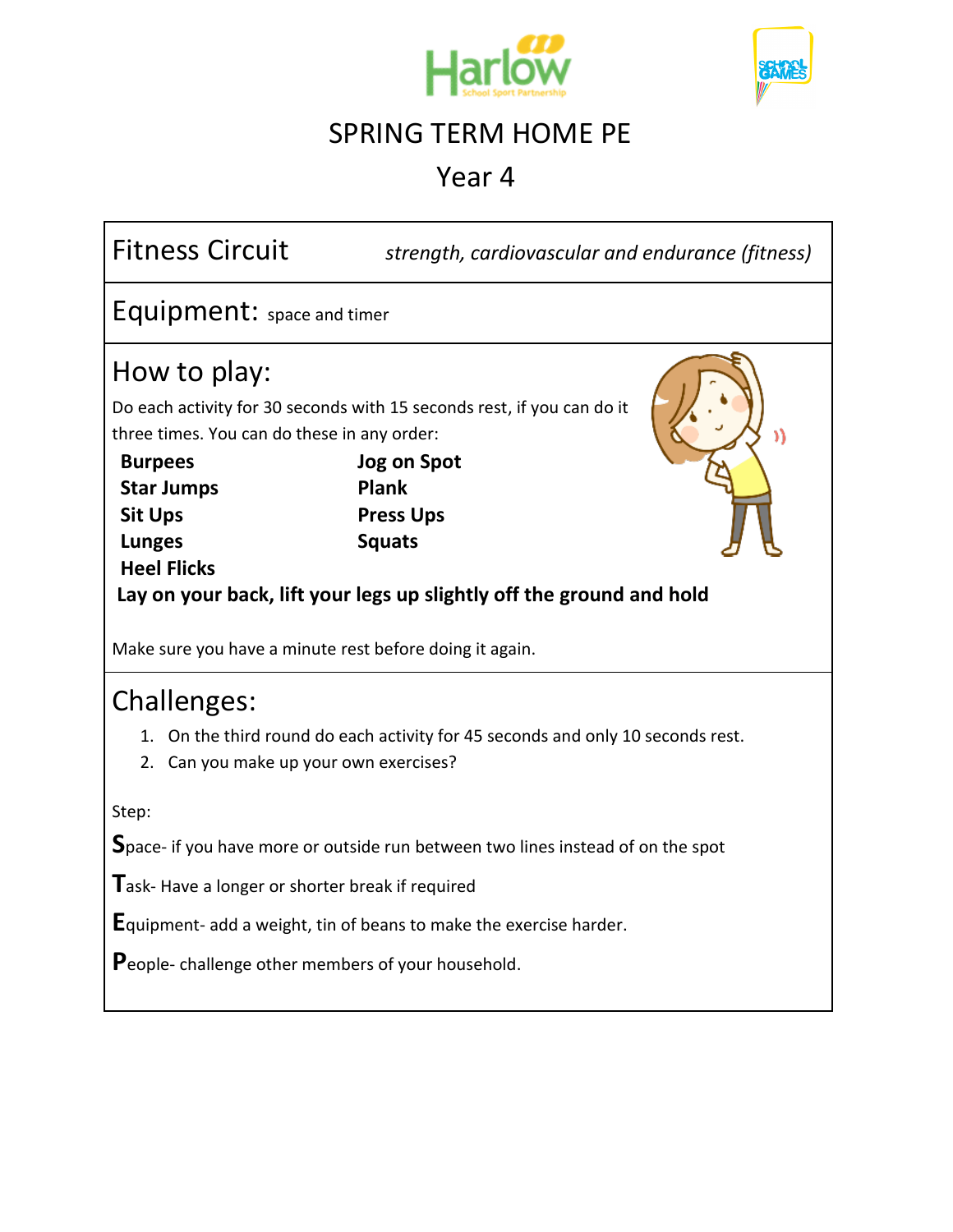# SPRING TERM HOME PE

## Year 4

## Fitness Circuit

*strength, cardiovascular and endurance (fitness)*

## Equipment: space and timer

## How to play:

Do each activity for 30 seconds with 15 seconds rest, if you can do it three times. You can do these in any order:

**Burpees**
**Star Jumps**
**Sit Ups**
**Lunges**
**Heel Flicks**
**Jog on Spot**
**Plank**
**Press Ups**
**Squats**
**Lay on your back, lift your legs up slightly off the ground and hold**

Make sure you have a minute rest before doing it again.

## Challenges:

1. On the third round do each activity for 45 seconds and only 10 seconds rest.
2. Can you make up your own exercises?

Step:

**S**pace- if you have more or outside run between two lines instead of on the spot

**T**ask- Have a longer or shorter break if required

**E**quipment- add a weight, tin of beans to make the exercise harder.

**P**eople- challenge other members of your household.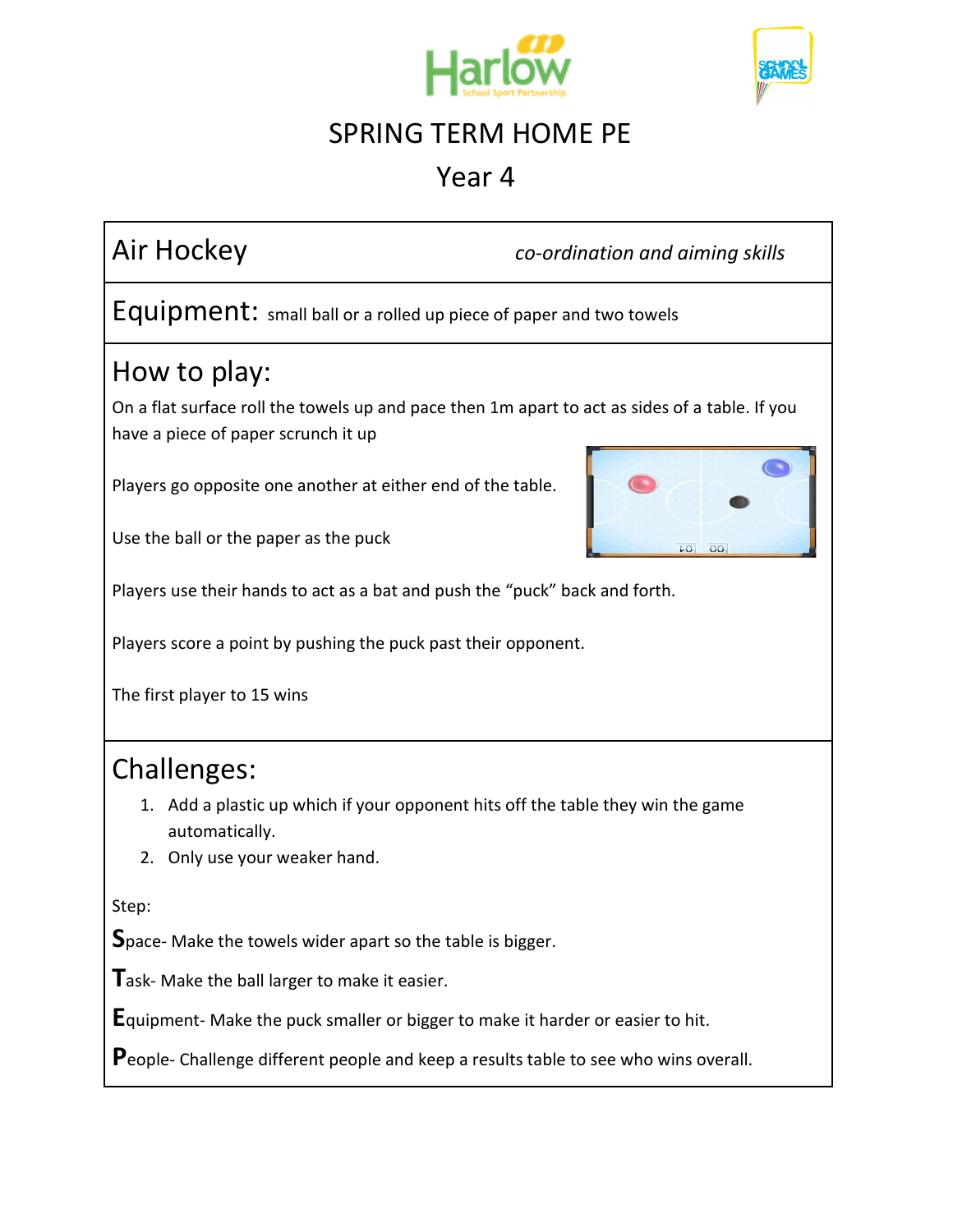# SPRING TERM HOME PE

## Year 4

## Air Hockey

*co-ordination and aiming skills*

## Equipment: small ball or a rolled up piece of paper and two towels

## How to play:

On a flat surface roll the towels up and pace then 1m apart to act as sides of a table. If you have a piece of paper scrunch it up

Players go opposite one another at either end of the table.

Use the ball or the paper as the puck

Players use their hands to act as a bat and push the "puck" back and forth.

Players score a point by pushing the puck past their opponent.

The first player to 15 wins

## Challenges:

1. Add a plastic up which if your opponent hits off the table they win the game automatically.
2. Only use your weaker hand.

Step:

**S**pace- Make the towels wider apart so the table is bigger.

**T**ask- Make the ball larger to make it easier.

**E**quipment- Make the puck smaller or bigger to make it harder or easier to hit.

**P**eople- Challenge different people and keep a results table to see who wins overall.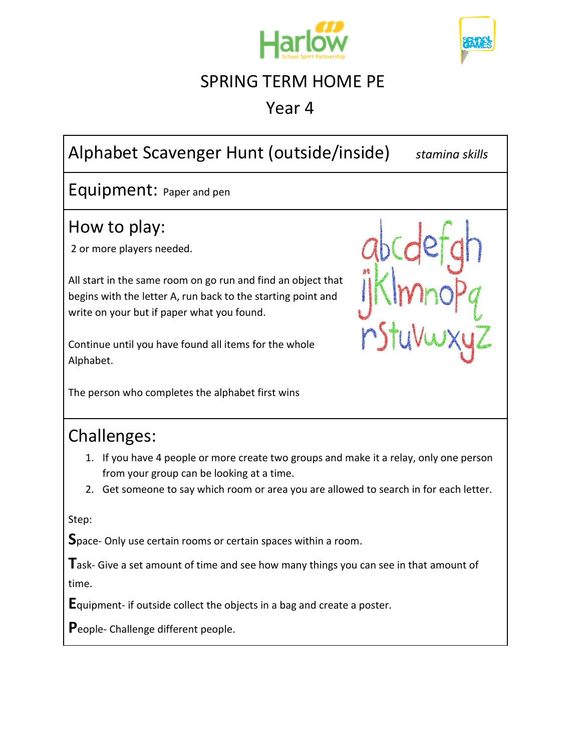# SPRING TERM HOME PE

## Year 4

## Alphabet Scavenger Hunt (outside/inside) *stamina skills*

## Equipment: Paper and pen

## How to play:

2 or more players needed.

All start in the same room on go run and find an object that begins with the letter A, run back to the starting point and write on your but if paper what you found.

Continue until you have found all items for the whole Alphabet.

The person who completes the alphabet first wins

## Challenges:

1. If you have 4 people or more create two groups and make it a relay, only one person from your group can be looking at a time.
2. Get someone to say which room or area you are allowed to search in for each letter.

Step:

**S**pace- Only use certain rooms or certain spaces within a room.

**T**ask- Give a set amount of time and see how many things you can see in that amount of time.

**E**quipment- if outside collect the objects in a bag and create a poster.

**P**eople- Challenge different people.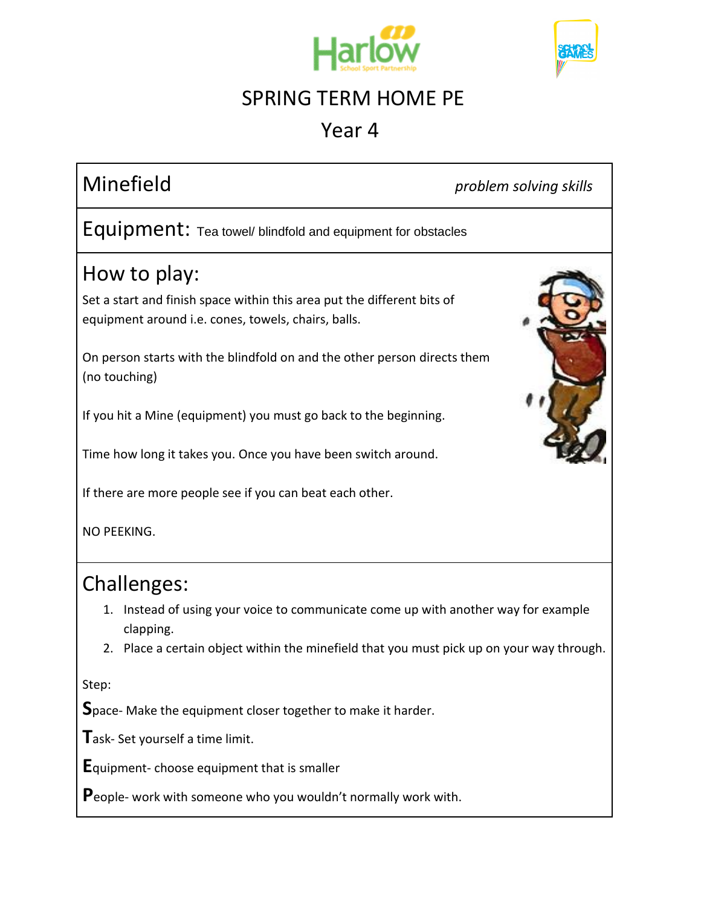# SPRING TERM HOME PE

## Year 4

## Minefield

*problem solving skills*

**Equipment:** Tea towel/ blindfold and equipment for obstacles

## How to play:

Set a start and finish space within this area put the different bits of equipment around i.e. cones, towels, chairs, balls.

On person starts with the blindfold on and the other person directs them (no touching)

If you hit a Mine (equipment) you must go back to the beginning.

Time how long it takes you. Once you have been switch around.

If there are more people see if you can beat each other.

NO PEEKING.

## Challenges:

1. Instead of using your voice to communicate come up with another way for example clapping.
2. Place a certain object within the minefield that you must pick up on your way through.

Step:

**S**pace- Make the equipment closer together to make it harder.

**T**ask- Set yourself a time limit.

**E**quipment- choose equipment that is smaller

**P**eople- work with someone who you wouldn't normally work with.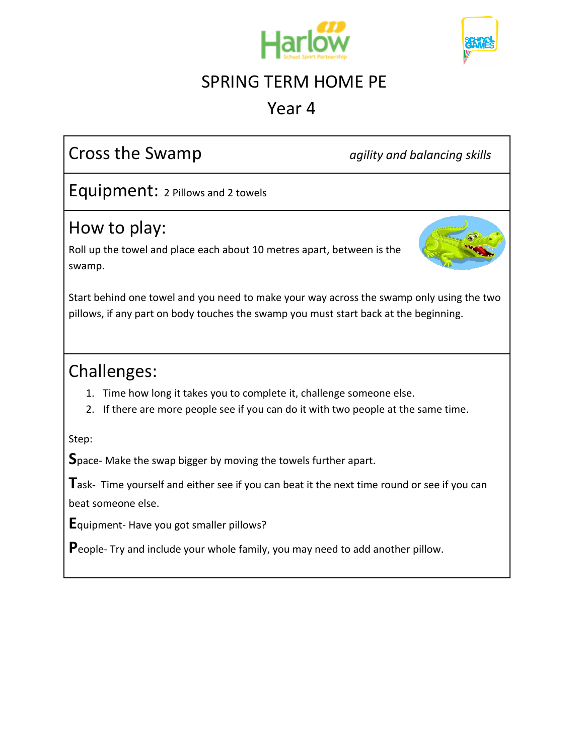# SPRING TERM HOME PE

## Year 4

## Cross the Swamp

*agility and balancing skills*

## Equipment: 2 Pillows and 2 towels

## How to play:

Roll up the towel and place each about 10 metres apart, between is the swamp.

Start behind one towel and you need to make your way across the swamp only using the two pillows, if any part on body touches the swamp you must start back at the beginning.

## Challenges:

1. Time how long it takes you to complete it, challenge someone else.
2. If there are more people see if you can do it with two people at the same time.

Step:

**S**pace- Make the swap bigger by moving the towels further apart.

**T**ask- Time yourself and either see if you can beat it the next time round or see if you can beat someone else.

**E**quipment- Have you got smaller pillows?

**P**eople- Try and include your whole family, you may need to add another pillow.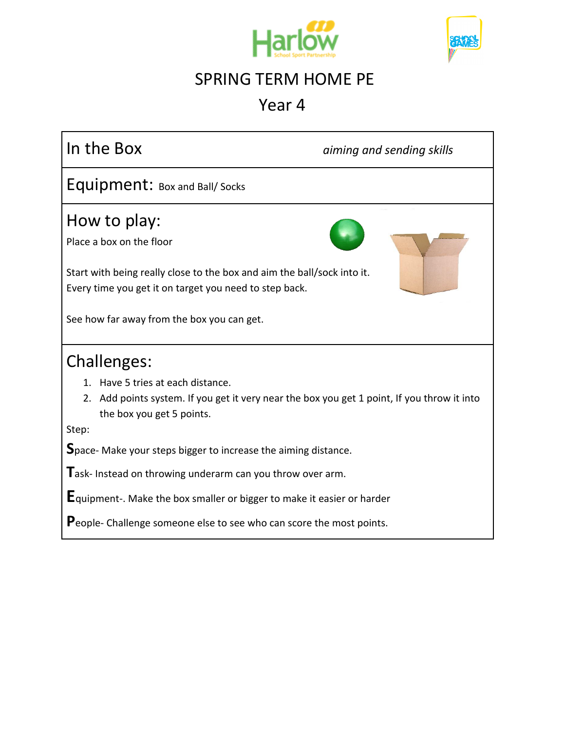# SPRING TERM HOME PE

## Year 4

## In the Box

*aiming and sending skills*

## Equipment: Box and Ball/ Socks

## How to play:

Place a box on the floor

Start with being really close to the box and aim the ball/sock into it. Every time you get it on target you need to step back.

See how far away from the box you can get.

## Challenges:

1. Have 5 tries at each distance.
2. Add points system. If you get it very near the box you get 1 point, If you throw it into the box you get 5 points.

Step:

**S**pace- Make your steps bigger to increase the aiming distance.

**T**ask- Instead on throwing underarm can you throw over arm.

**E**quipment-. Make the box smaller or bigger to make it easier or harder

**P**eople- Challenge someone else to see who can score the most points.